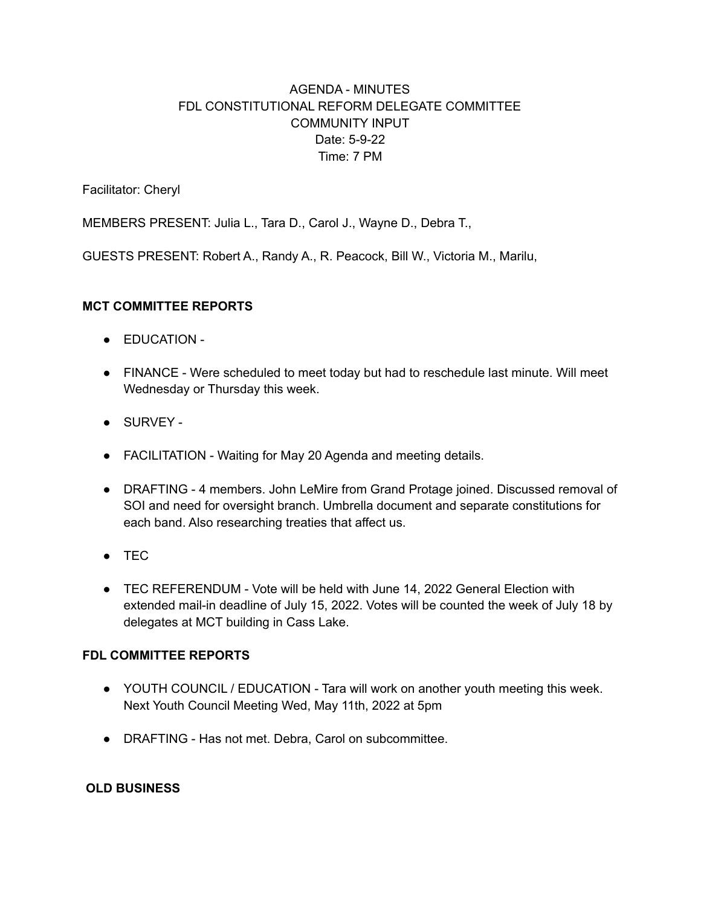AGENDA - MINUTES
FDL CONSTITUTIONAL REFORM DELEGATE COMMITTEE
COMMUNITY INPUT
Date: 5-9-22
Time: 7 PM

Facilitator: Cheryl

MEMBERS PRESENT: Julia L., Tara D., Carol J., Wayne D., Debra T.,

GUESTS PRESENT: Robert A., Randy A., R. Peacock, Bill W., Victoria M., Marilu,

**MCT COMMITTEE REPORTS**

- EDUCATION -
- FINANCE - Were scheduled to meet today but had to reschedule last minute. Will meet Wednesday or Thursday this week.
- SURVEY -
- FACILITATION - Waiting for May 20 Agenda and meeting details.
- DRAFTING - 4 members. John LeMire from Grand Protage joined. Discussed removal of SOI and need for oversight branch. Umbrella document and separate constitutions for each band. Also researching treaties that affect us.
- TEC
- TEC REFERENDUM - Vote will be held with June 14, 2022 General Election with extended mail-in deadline of July 15, 2022. Votes will be counted the week of July 18 by delegates at MCT building in Cass Lake.

**FDL COMMITTEE REPORTS**

- YOUTH COUNCIL / EDUCATION - Tara will work on another youth meeting this week. Next Youth Council Meeting Wed, May 11th, 2022 at 5pm
- DRAFTING - Has not met. Debra, Carol on subcommittee.

**OLD BUSINESS**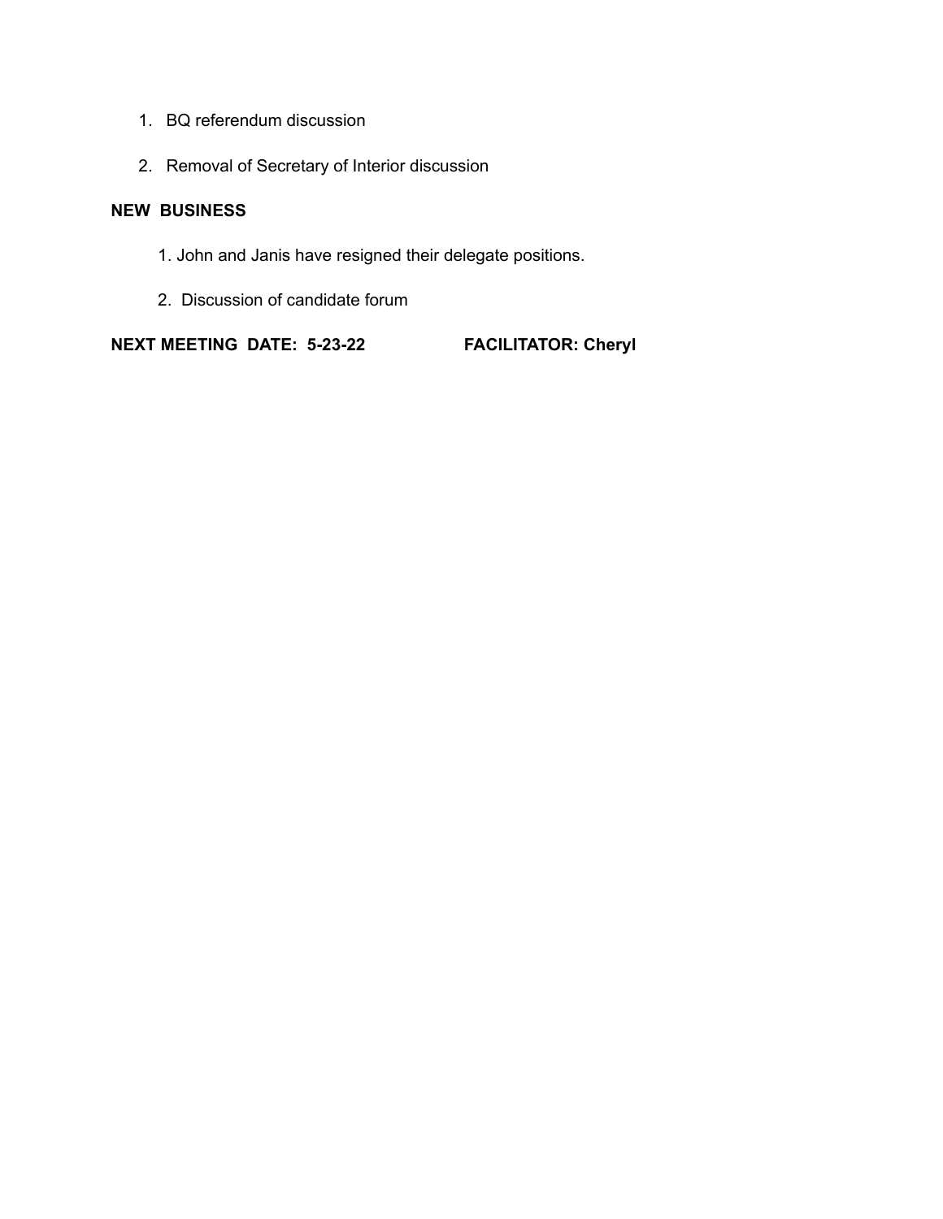1. BQ referendum discussion
2. Removal of Secretary of Interior discussion

**NEW BUSINESS**

1. John and Janis have resigned their delegate positions.
2. Discussion of candidate forum

**NEXT MEETING DATE: 5-23-22 FACILITATOR: Cheryl**